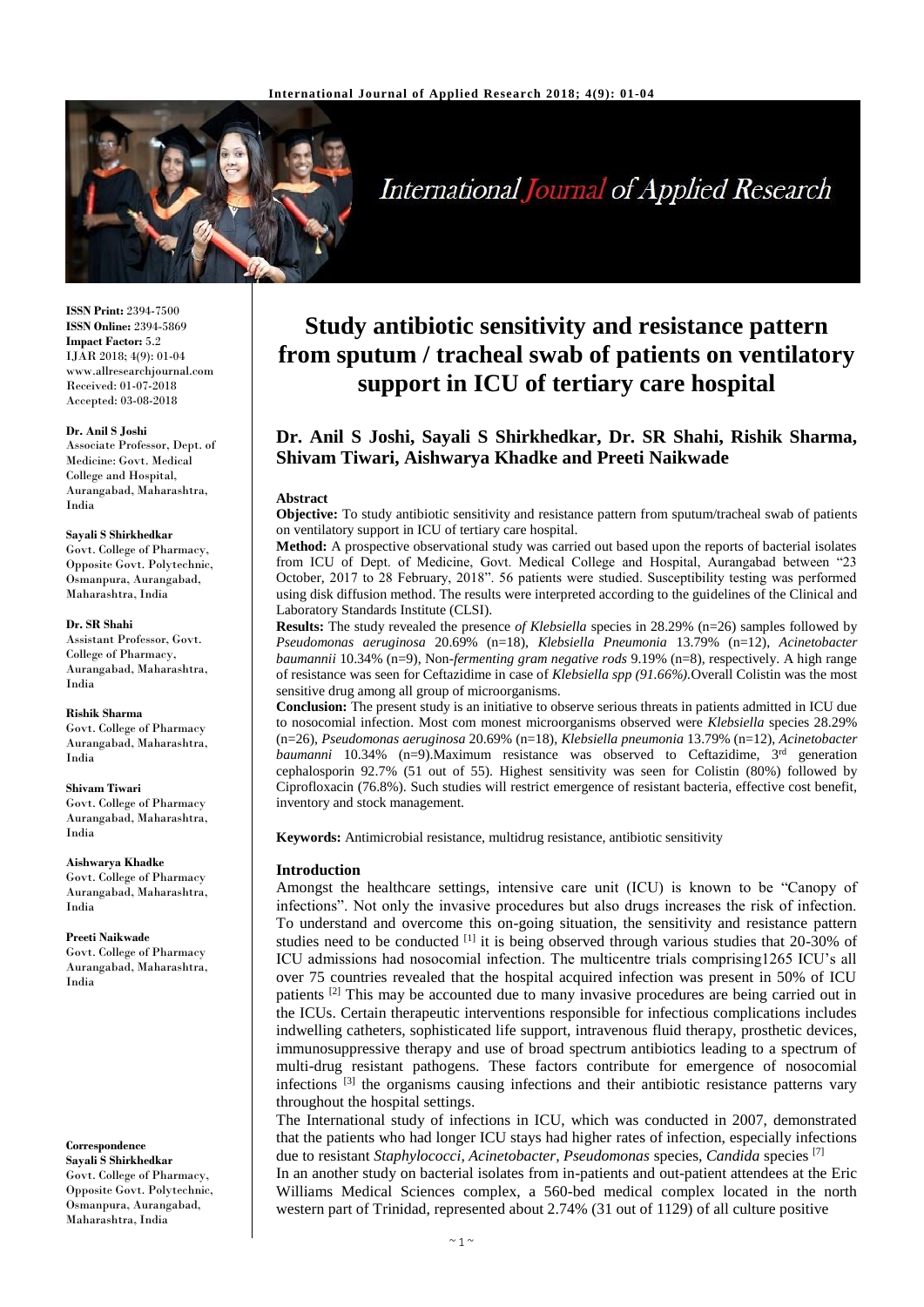# Study antibiotic sensitivity and resistance pattern from sputum / tracheal swab of patients on ventilatory support in ICU of tertiary care hospital

## Dr. Anil S Joshi, Sayali S Shirkhedkar, Dr. SR Shahi, Rishik Sharma, Shivam Tiwari, Aishwarya Khadke and Preeti Naikwade

**ISSN Print:** 2394-7500
**ISSN Online:** 2394-5869
**Impact Factor:** 5.2
IJAR 2018; 4(9): 01-04
www.allresearchjournal.com
Received: 01-07-2018
Accepted: 03-08-2018

**Dr. Anil S Joshi**
Associate Professor, Dept. of Medicine: Govt. Medical College and Hospital, Aurangabad, Maharashtra, India

**Sayali S Shirkhedkar**
Govt. College of Pharmacy, Opposite Govt. Polytechnic, Osmanpura, Aurangabad, Maharashtra, India

**Dr. SR Shahi**
Assistant Professor, Govt. College of Pharmacy, Aurangabad, Maharashtra, India

**Rishik Sharma**
Govt. College of Pharmacy Aurangabad, Maharashtra, India

**Shivam Tiwari**
Govt. College of Pharmacy Aurangabad, Maharashtra, India

**Aishwarya Khadke**
Govt. College of Pharmacy Aurangabad, Maharashtra, India

**Preeti Naikwade**
Govt. College of Pharmacy Aurangabad, Maharashtra, India

**Correspondence**
**Sayali S Shirkhedkar**
Govt. College of Pharmacy, Opposite Govt. Polytechnic, Osmanpura, Aurangabad, Maharashtra, India

### Abstract

**Objective:** To study antibiotic sensitivity and resistance pattern from sputum/tracheal swab of patients on ventilatory support in ICU of tertiary care hospital.

**Method:** A prospective observational study was carried out based upon the reports of bacterial isolates from ICU of Dept. of Medicine, Govt. Medical College and Hospital, Aurangabad between "23 October, 2017 to 28 February, 2018". 56 patients were studied. Susceptibility testing was performed using disk diffusion method. The results were interpreted according to the guidelines of the Clinical and Laboratory Standards Institute (CLSI).

**Results:** The study revealed the presence *of Klebsiella* species in 28.29% (n=26) samples followed by *Pseudomonas aeruginosa* 20.69% (n=18), *Klebsiella Pneumonia* 13.79% (n=12), *Acinetobacter baumannii* 10.34% (n=9), Non-*fermenting gram negative rods* 9.19% (n=8), respectively. A high range of resistance was seen for Ceftazidime in case of *Klebsiella spp (91.66%).*Overall Colistin was the most sensitive drug among all group of microorganisms.

**Conclusion:** The present study is an initiative to observe serious threats in patients admitted in ICU due to nosocomial infection. Most com monest microorganisms observed were *Klebsiella* species 28.29% (n=26), *Pseudomonas aeruginosa* 20.69% (n=18), *Klebsiella pneumonia* 13.79% (n=12), *Acinetobacter baumanni* 10.34% (n=9).Maximum resistance was observed to Ceftazidime, 3rd generation cephalosporin 92.7% (51 out of 55). Highest sensitivity was seen for Colistin (80%) followed by Ciprofloxacin (76.8%). Such studies will restrict emergence of resistant bacteria, effective cost benefit, inventory and stock management.

**Keywords:** Antimicrobial resistance, multidrug resistance, antibiotic sensitivity

### Introduction

Amongst the healthcare settings, intensive care unit (ICU) is known to be "Canopy of infections". Not only the invasive procedures but also drugs increases the risk of infection. To understand and overcome this on-going situation, the sensitivity and resistance pattern studies need to be conducted [1] it is being observed through various studies that 20-30% of ICU admissions had nosocomial infection. The multicentre trials comprising1265 ICU's all over 75 countries revealed that the hospital acquired infection was present in 50% of ICU patients [2] This may be accounted due to many invasive procedures are being carried out in the ICUs. Certain therapeutic interventions responsible for infectious complications includes indwelling catheters, sophisticated life support, intravenous fluid therapy, prosthetic devices, immunosuppressive therapy and use of broad spectrum antibiotics leading to a spectrum of multi-drug resistant pathogens. These factors contribute for emergence of nosocomial infections [3] the organisms causing infections and their antibiotic resistance patterns vary throughout the hospital settings.

The International study of infections in ICU, which was conducted in 2007, demonstrated that the patients who had longer ICU stays had higher rates of infection, especially infections due to resistant *Staphylococci, Acinetobacter, Pseudomonas* species, *Candida* species [7]

In an another study on bacterial isolates from in-patients and out-patient attendees at the Eric Williams Medical Sciences complex, a 560-bed medical complex located in the north western part of Trinidad, represented about 2.74% (31 out of 1129) of all culture positive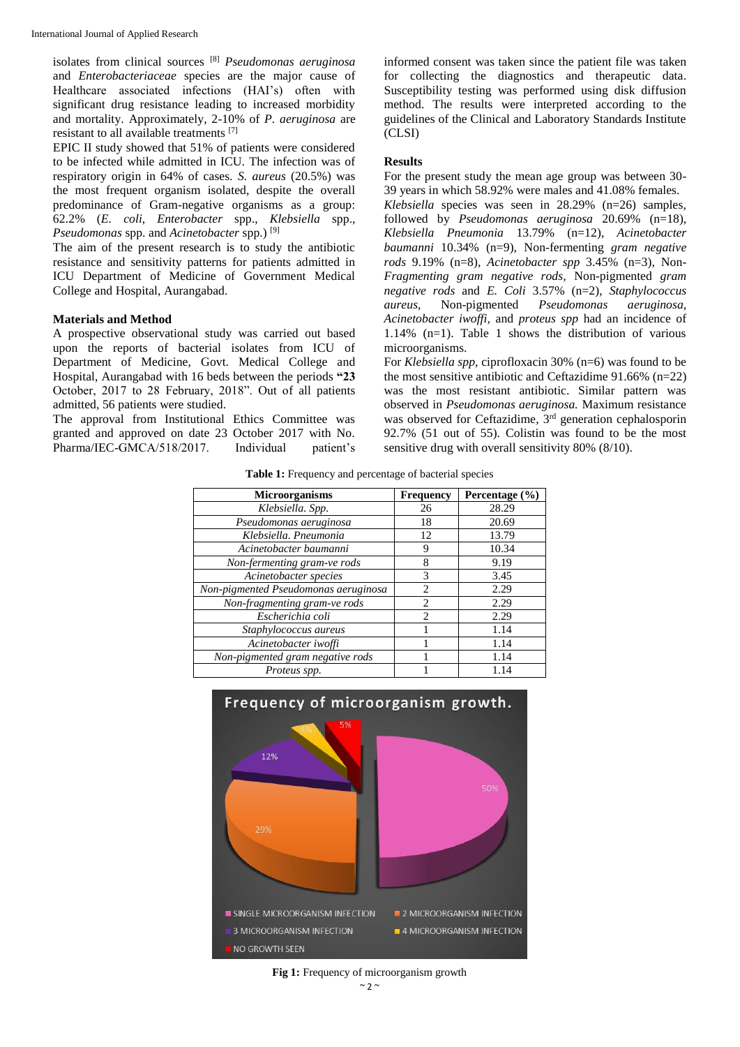isolates from clinical sources [8] *Pseudomonas aeruginosa* and *Enterobacteriaceae* species are the major cause of Healthcare associated infections (HAI's) often with significant drug resistance leading to increased morbidity and mortality. Approximately, 2-10% of *P. aeruginosa* are resistant to all available treatments [7]

EPIC II study showed that 51% of patients were considered to be infected while admitted in ICU. The infection was of respiratory origin in 64% of cases. *S. aureus* (20.5%) was the most frequent organism isolated, despite the overall predominance of Gram-negative organisms as a group: 62.2% (*E. coli*, *Enterobacter* spp., *Klebsiella* spp., *Pseudomonas* spp. and *Acinetobacter* spp.) [9]

The aim of the present research is to study the antibiotic resistance and sensitivity patterns for patients admitted in ICU Department of Medicine of Government Medical College and Hospital, Aurangabad.

## Materials and Method

A prospective observational study was carried out based upon the reports of bacterial isolates from ICU of Department of Medicine, Govt. Medical College and Hospital, Aurangabad with 16 beds between the periods **"23** October, 2017 to 28 February, 2018". Out of all patients admitted, 56 patients were studied.

The approval from Institutional Ethics Committee was granted and approved on date 23 October 2017 with No. Pharma/IEC-GMCA/518/2017. Individual patient's informed consent was taken since the patient file was taken for collecting the diagnostics and therapeutic data. Susceptibility testing was performed using disk diffusion method. The results were interpreted according to the guidelines of the Clinical and Laboratory Standards Institute (CLSI)

## Results

For the present study the mean age group was between 30-39 years in which 58.92% were males and 41.08% females. *Klebsiella* species was seen in 28.29% (n=26) samples, followed by *Pseudomonas aeruginosa* 20.69% (n=18), *Klebsiella Pneumonia* 13.79% (n=12), *Acinetobacter baumanni* 10.34% (n=9), Non-fermenting *gram negative rods* 9.19% (n=8), *Acinetobacter spp* 3.45% (n=3), Non-*Fragmenting gram negative rods,* Non-pigmented *gram negative rods* and *E. Coli* 3.57% (n=2), *Staphylococcus aureus,* Non-pigmented *Pseudomonas aeruginosa, Acinetobacter iwoffi,* and *proteus spp* had an incidence of 1.14% (n=1). Table 1 shows the distribution of various microorganisms.

For *Klebsiella spp,* ciprofloxacin 30% (n=6) was found to be the most sensitive antibiotic and Ceftazidime 91.66% (n=22) was the most resistant antibiotic. Similar pattern was observed in *Pseudomonas aeruginosa.* Maximum resistance was observed for Ceftazidime, 3rd generation cephalosporin 92.7% (51 out of 55). Colistin was found to be the most sensitive drug with overall sensitivity 80% (8/10).

**Table 1:** Frequency and percentage of bacterial species

| Microorganisms | Frequency | Percentage (%) |
|---|---|---|
| *Klebsiella. Spp.* | 26 | 28.29 |
| *Pseudomonas aeruginosa* | 18 | 20.69 |
| *Klebsiella. Pneumonia* | 12 | 13.79 |
| *Acinetobacter baumanni* | 9 | 10.34 |
| *Non-fermenting gram-ve rods* | 8 | 9.19 |
| *Acinetobacter species* | 3 | 3.45 |
| *Non-pigmented Pseudomonas aeruginosa* | 2 | 2.29 |
| *Non-fragmenting gram-ve rods* | 2 | 2.29 |
| *Escherichia coli* | 2 | 2.29 |
| *Staphylococcus aureus* | 1 | 1.14 |
| *Acinetobacter iwoffi* | 1 | 1.14 |
| *Non-pigmented gram negative rods* | 1 | 1.14 |
| *Proteus spp.* | 1 | 1.14 |

**Fig 1:** Frequency of microorganism growth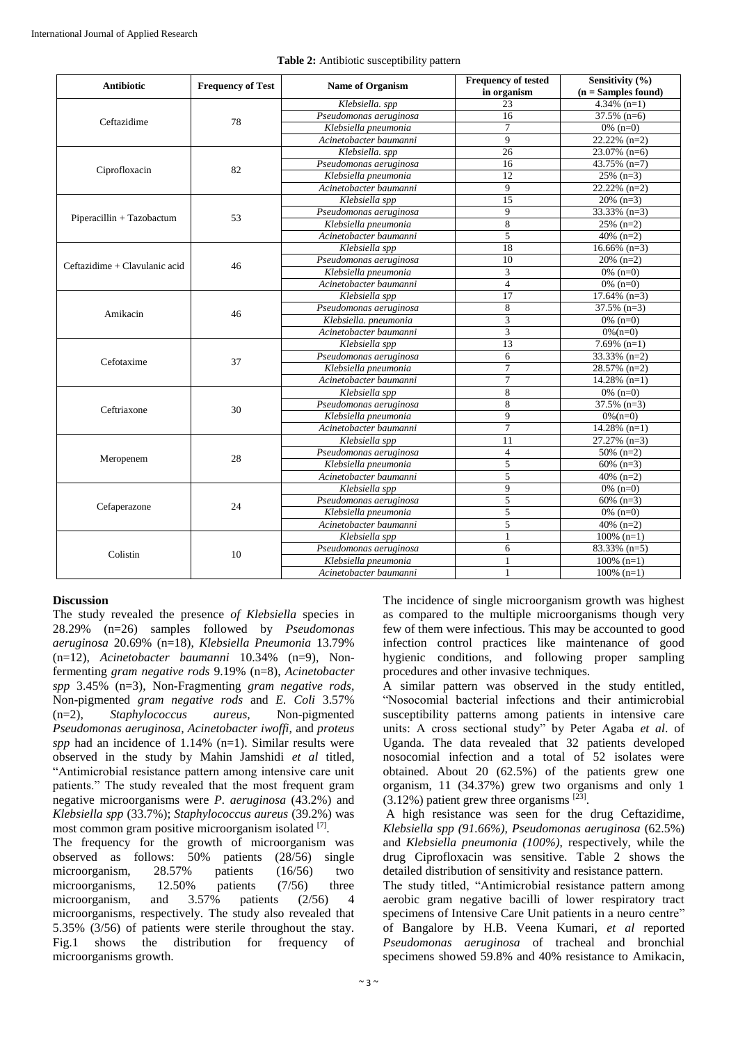**Table 2:** Antibiotic susceptibility pattern

| Antibiotic | Frequency of Test | Name of Organism | Frequency of tested in organism | Sensitivity (%) (n = Samples found) |
|---|---|---|---|---|
| Ceftazidime | 78 | *Klebsiella. spp* | 23 | 4.34% (n=1) |
| | | *Pseudomonas aeruginosa* | 16 | 37.5% (n=6) |
| | | *Klebsiella pneumonia* | 7 | 0% (n=0) |
| | | *Acinetobacter baumanni* | 9 | 22.22% (n=2) |
| Ciprofloxacin | 82 | *Klebsiella. spp* | 26 | 23.07% (n=6) |
| | | *Pseudomonas aeruginosa* | 16 | 43.75% (n=7) |
| | | *Klebsiella pneumonia* | 12 | 25% (n=3) |
| | | *Acinetobacter baumanni* | 9 | 22.22% (n=2) |
| Piperacillin + Tazobactum | 53 | *Klebsiella spp* | 15 | 20% (n=3) |
| | | *Pseudomonas aeruginosa* | 9 | 33.33% (n=3) |
| | | *Klebsiella pneumonia* | 8 | 25% (n=2) |
| | | *Acinetobacter baumanni* | 5 | 40% (n=2) |
| Ceftazidime + Clavulanic acid | 46 | *Klebsiella spp* | 18 | 16.66% (n=3) |
| | | *Pseudomonas aeruginosa* | 10 | 20% (n=2) |
| | | *Klebsiella pneumonia* | 3 | 0% (n=0) |
| | | *Acinetobacter baumanni* | 4 | 0% (n=0) |
| Amikacin | 46 | *Klebsiella spp* | 17 | 17.64% (n=3) |
| | | *Pseudomonas aeruginosa* | 8 | 37.5% (n=3) |
| | | *Klebsiella. pneumonia* | 3 | 0% (n=0) |
| | | *Acinetobacter baumanni* | 3 | 0%(n=0) |
| Cefotaxime | 37 | *Klebsiella spp* | 13 | 7.69% (n=1) |
| | | *Pseudomonas aeruginosa* | 6 | 33.33% (n=2) |
| | | *Klebsiella pneumonia* | 7 | 28.57% (n=2) |
| | | *Acinetobacter baumanni* | 7 | 14.28% (n=1) |
| Ceftriaxone | 30 | *Klebsiella spp* | 8 | 0% (n=0) |
| | | *Pseudomonas aeruginosa* | 8 | 37.5% (n=3) |
| | | *Klebsiella pneumonia* | 9 | 0%(n=0) |
| | | *Acinetobacter baumanni* | 7 | 14.28% (n=1) |
| Meropenem | 28 | *Klebsiella spp* | 11 | 27.27% (n=3) |
| | | *Pseudomonas aeruginosa* | 4 | 50% (n=2) |
| | | *Klebsiella pneumonia* | 5 | 60% (n=3) |
| | | *Acinetobacter baumanni* | 5 | 40% (n=2) |
| Cefaperazone | 24 | *Klebsiella spp* | 9 | 0% (n=0) |
| | | *Pseudomonas aeruginosa* | 5 | 60% (n=3) |
| | | *Klebsiella pneumonia* | 5 | 0% (n=0) |
| | | *Acinetobacter baumanni* | 5 | 40% (n=2) |
| Colistin | 10 | *Klebsiella spp* | 1 | 100% (n=1) |
| | | *Pseudomonas aeruginosa* | 6 | 83.33% (n=5) |
| | | *Klebsiella pneumonia* | 1 | 100% (n=1) |
| | | *Acinetobacter baumanni* | 1 | 100% (n=1) |

## Discussion

The study revealed the presence *of Klebsiella* species in 28.29% (n=26) samples followed by *Pseudomonas aeruginosa* 20.69% (n=18), *Klebsiella Pneumonia* 13.79% (n=12), *Acinetobacter baumanni* 10.34% (n=9), Non-fermenting *gram negative rods* 9.19% (n=8), *Acinetobacter spp* 3.45% (n=3), Non-Fragmenting *gram negative rods*, Non-pigmented *gram negative rods* and *E. Coli* 3.57% (n=2), *Staphylococcus aureus*, Non-pigmented *Pseudomonas aeruginosa*, *Acinetobacter iwoffi*, and *proteus spp* had an incidence of 1.14% (n=1). Similar results were observed in the study by Mahin Jamshidi *et al* titled, "Antimicrobial resistance pattern among intensive care unit patients." The study revealed that the most frequent gram negative microorganisms were *P. aeruginosa* (43.2%) and *Klebsiella spp* (33.7%); *Staphylococcus aureus* (39.2%) was most common gram positive microorganism isolated [7].

The frequency for the growth of microorganism was observed as follows: 50% patients (28/56) single microorganism, 28.57% patients (16/56) two microorganisms, 12.50% patients (7/56) three microorganism, and 3.57% patients (2/56) 4 microorganisms, respectively. The study also revealed that 5.35% (3/56) of patients were sterile throughout the stay. Fig.1 shows the distribution for frequency of microorganisms growth.

The incidence of single microorganism growth was highest as compared to the multiple microorganisms though very few of them were infectious. This may be accounted to good infection control practices like maintenance of good hygienic conditions, and following proper sampling procedures and other invasive techniques.

A similar pattern was observed in the study entitled, "Nosocomial bacterial infections and their antimicrobial susceptibility patterns among patients in intensive care units: A cross sectional study" by Peter Agaba *et al*. of Uganda. The data revealed that 32 patients developed nosocomial infection and a total of 52 isolates were obtained. About 20 (62.5%) of the patients grew one organism, 11 (34.37%) grew two organisms and only 1 (3.12%) patient grew three organisms [23].

A high resistance was seen for the drug Ceftazidime, *Klebsiella spp (91.66%)*, *Pseudomonas aeruginosa* (62.5%) and *Klebsiella pneumonia (100%)*, respectively, while the drug Ciprofloxacin was sensitive. Table 2 shows the detailed distribution of sensitivity and resistance pattern.

The study titled, "Antimicrobial resistance pattern among aerobic gram negative bacilli of lower respiratory tract specimens of Intensive Care Unit patients in a neuro centre" of Bangalore by H.B. Veena Kumari, *et al* reported *Pseudomonas aeruginosa* of tracheal and bronchial specimens showed 59.8% and 40% resistance to Amikacin,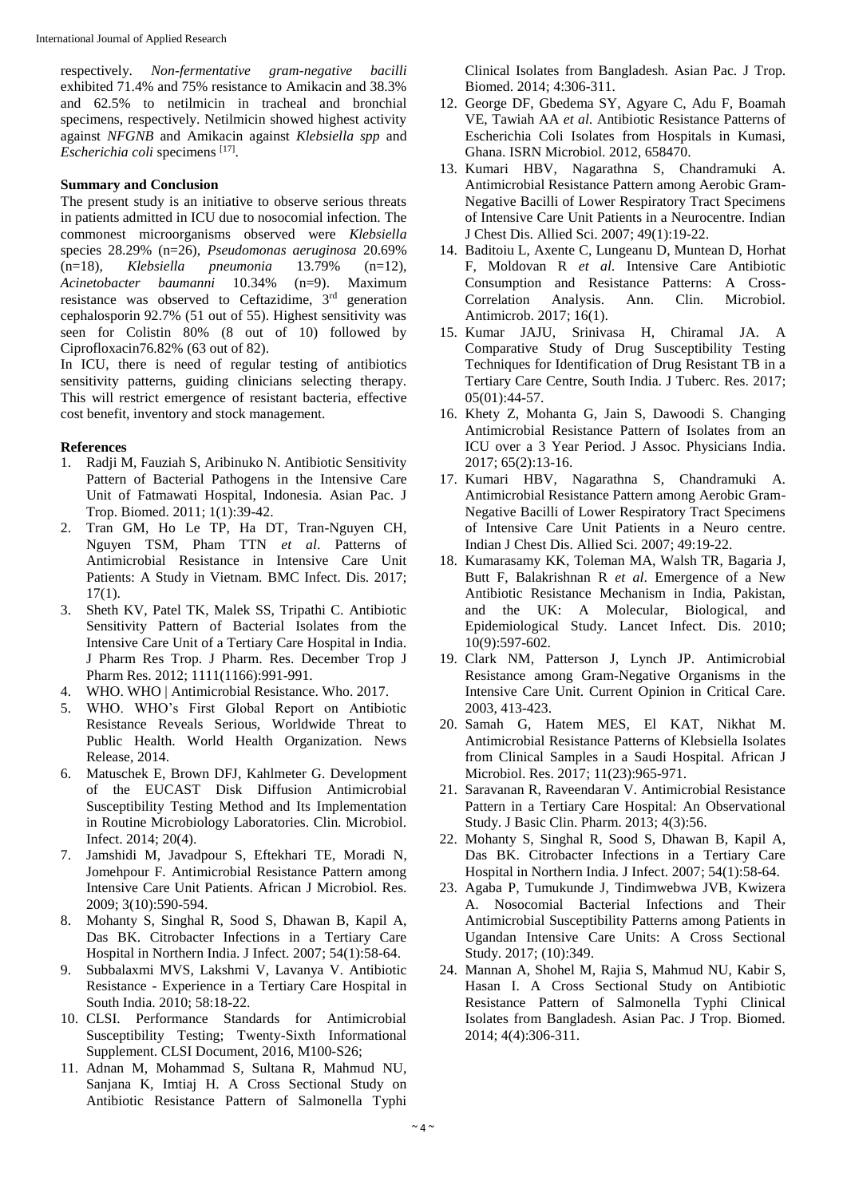respectively. *Non-fermentative gram-negative bacilli* exhibited 71.4% and 75% resistance to Amikacin and 38.3% and 62.5% to netilmicin in tracheal and bronchial specimens, respectively. Netilmicin showed highest activity against *NFGNB* and Amikacin against *Klebsiella spp* and *Escherichia coli* specimens [17].

## Summary and Conclusion

The present study is an initiative to observe serious threats in patients admitted in ICU due to nosocomial infection. The commonest microorganisms observed were *Klebsiella* species 28.29% (n=26), *Pseudomonas aeruginosa* 20.69% (n=18), *Klebsiella pneumonia* 13.79% (n=12), *Acinetobacter baumanni* 10.34% (n=9). Maximum resistance was observed to Ceftazidime, 3rd generation cephalosporin 92.7% (51 out of 55). Highest sensitivity was seen for Colistin 80% (8 out of 10) followed by Ciprofloxacin76.82% (63 out of 82).

In ICU, there is need of regular testing of antibiotics sensitivity patterns, guiding clinicians selecting therapy. This will restrict emergence of resistant bacteria, effective cost benefit, inventory and stock management.

## References

1. Radji M, Fauziah S, Aribinuko N. Antibiotic Sensitivity Pattern of Bacterial Pathogens in the Intensive Care Unit of Fatmawati Hospital, Indonesia. Asian Pac. J Trop. Biomed. 2011; 1(1):39-42.
2. Tran GM, Ho Le TP, Ha DT, Tran-Nguyen CH, Nguyen TSM, Pham TTN *et al*. Patterns of Antimicrobial Resistance in Intensive Care Unit Patients: A Study in Vietnam. BMC Infect. Dis. 2017; 17(1).
3. Sheth KV, Patel TK, Malek SS, Tripathi C. Antibiotic Sensitivity Pattern of Bacterial Isolates from the Intensive Care Unit of a Tertiary Care Hospital in India. J Pharm Res Trop. J Pharm. Res. December Trop J Pharm Res. 2012; 1111(1166):991-991.
4. WHO. WHO | Antimicrobial Resistance. Who. 2017.
5. WHO. WHO's First Global Report on Antibiotic Resistance Reveals Serious, Worldwide Threat to Public Health. World Health Organization. News Release, 2014.
6. Matuschek E, Brown DFJ, Kahlmeter G. Development of the EUCAST Disk Diffusion Antimicrobial Susceptibility Testing Method and Its Implementation in Routine Microbiology Laboratories. Clin. Microbiol. Infect. 2014; 20(4).
7. Jamshidi M, Javadpour S, Eftekhari TE, Moradi N, Jomehpour F. Antimicrobial Resistance Pattern among Intensive Care Unit Patients. African J Microbiol. Res. 2009; 3(10):590-594.
8. Mohanty S, Singhal R, Sood S, Dhawan B, Kapil A, Das BK. Citrobacter Infections in a Tertiary Care Hospital in Northern India. J Infect. 2007; 54(1):58-64.
9. Subbalaxmi MVS, Lakshmi V, Lavanya V. Antibiotic Resistance - Experience in a Tertiary Care Hospital in South India. 2010; 58:18-22.
10. CLSI. Performance Standards for Antimicrobial Susceptibility Testing; Twenty-Sixth Informational Supplement. CLSI Document, 2016, M100-S26;
11. Adnan M, Mohammad S, Sultana R, Mahmud NU, Sanjana K, Imtiaj H. A Cross Sectional Study on Antibiotic Resistance Pattern of Salmonella Typhi Clinical Isolates from Bangladesh. Asian Pac. J Trop. Biomed. 2014; 4:306-311.
12. George DF, Gbedema SY, Agyare C, Adu F, Boamah VE, Tawiah AA *et al*. Antibiotic Resistance Patterns of Escherichia Coli Isolates from Hospitals in Kumasi, Ghana. ISRN Microbiol. 2012, 658470.
13. Kumari HBV, Nagarathna S, Chandramuki A. Antimicrobial Resistance Pattern among Aerobic Gram-Negative Bacilli of Lower Respiratory Tract Specimens of Intensive Care Unit Patients in a Neurocentre. Indian J Chest Dis. Allied Sci. 2007; 49(1):19-22.
14. Baditoiu L, Axente C, Lungeanu D, Muntean D, Horhat F, Moldovan R *et al*. Intensive Care Antibiotic Consumption and Resistance Patterns: A Cross-Correlation Analysis. Ann. Clin. Microbiol. Antimicrob. 2017; 16(1).
15. Kumar JAJU, Srinivasa H, Chiramal JA. A Comparative Study of Drug Susceptibility Testing Techniques for Identification of Drug Resistant TB in a Tertiary Care Centre, South India. J Tuberc. Res. 2017; 05(01):44-57.
16. Khety Z, Mohanta G, Jain S, Dawoodi S. Changing Antimicrobial Resistance Pattern of Isolates from an ICU over a 3 Year Period. J Assoc. Physicians India. 2017; 65(2):13-16.
17. Kumari HBV, Nagarathna S, Chandramuki A. Antimicrobial Resistance Pattern among Aerobic Gram-Negative Bacilli of Lower Respiratory Tract Specimens of Intensive Care Unit Patients in a Neuro centre. Indian J Chest Dis. Allied Sci. 2007; 49:19-22.
18. Kumarasamy KK, Toleman MA, Walsh TR, Bagaria J, Butt F, Balakrishnan R *et al*. Emergence of a New Antibiotic Resistance Mechanism in India, Pakistan, and the UK: A Molecular, Biological, and Epidemiological Study. Lancet Infect. Dis. 2010; 10(9):597-602.
19. Clark NM, Patterson J, Lynch JP. Antimicrobial Resistance among Gram-Negative Organisms in the Intensive Care Unit. Current Opinion in Critical Care. 2003, 413-423.
20. Samah G, Hatem MES, El KAT, Nikhat M. Antimicrobial Resistance Patterns of Klebsiella Isolates from Clinical Samples in a Saudi Hospital. African J Microbiol. Res. 2017; 11(23):965-971.
21. Saravanan R, Raveendaran V. Antimicrobial Resistance Pattern in a Tertiary Care Hospital: An Observational Study. J Basic Clin. Pharm. 2013; 4(3):56.
22. Mohanty S, Singhal R, Sood S, Dhawan B, Kapil A, Das BK. Citrobacter Infections in a Tertiary Care Hospital in Northern India. J Infect. 2007; 54(1):58-64.
23. Agaba P, Tumukunde J, Tindimwebwa JVB, Kwizera A. Nosocomial Bacterial Infections and Their Antimicrobial Susceptibility Patterns among Patients in Ugandan Intensive Care Units: A Cross Sectional Study. 2017; (10):349.
24. Mannan A, Shohel M, Rajia S, Mahmud NU, Kabir S, Hasan I. A Cross Sectional Study on Antibiotic Resistance Pattern of Salmonella Typhi Clinical Isolates from Bangladesh. Asian Pac. J Trop. Biomed. 2014; 4(4):306-311.